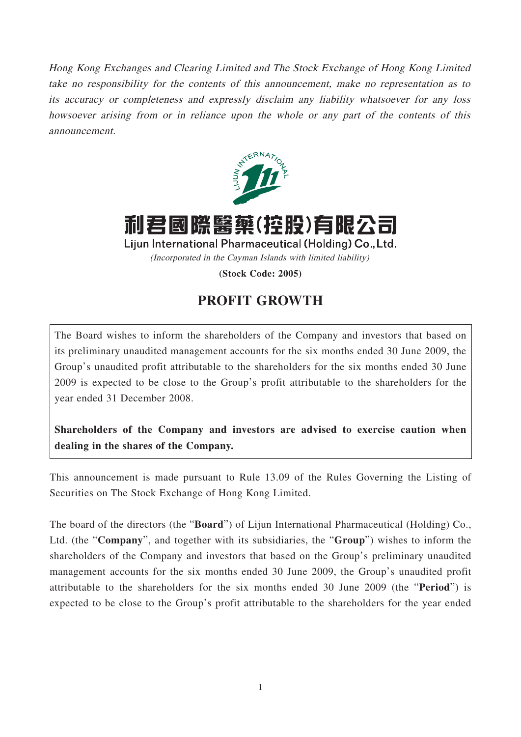*Hong Kong Exchanges and Clearing Limited and The Stock Exchange of Hong Kong Limited take no responsibility for the contents of this announcement, make no representation as to its accuracy or completeness and expressly disclaim any liability whatsoever for any loss howsoever arising from or in reliance upon the whole or any part of the contents of this announcement.*

# 利君國際醫藥(控股)有限公司

**Lijun International Pharmaceutical (Holding) Co., Ltd.**

*(Incorporated in the Cayman Islands with limited liability)*

**(Stock Code: 2005)**

## PROFIT GROWTH

The Board wishes to inform the shareholders of the Company and investors that based on its preliminary unaudited management accounts for the six months ended 30 June 2009, the Group's unaudited profit attributable to the shareholders for the six months ended 30 June 2009 is expected to be close to the Group's profit attributable to the shareholders for the year ended 31 December 2008.

**Shareholders of the Company and investors are advised to exercise caution when dealing in the shares of the Company.**

This announcement is made pursuant to Rule 13.09 of the Rules Governing the Listing of Securities on The Stock Exchange of Hong Kong Limited.

The board of the directors (the "**Board**") of Lijun International Pharmaceutical (Holding) Co., Ltd. (the "**Company**", and together with its subsidiaries, the "**Group**") wishes to inform the shareholders of the Company and investors that based on the Group's preliminary unaudited management accounts for the six months ended 30 June 2009, the Group's unaudited profit attributable to the shareholders for the six months ended 30 June 2009 (the "**Period**") is expected to be close to the Group's profit attributable to the shareholders for the year ended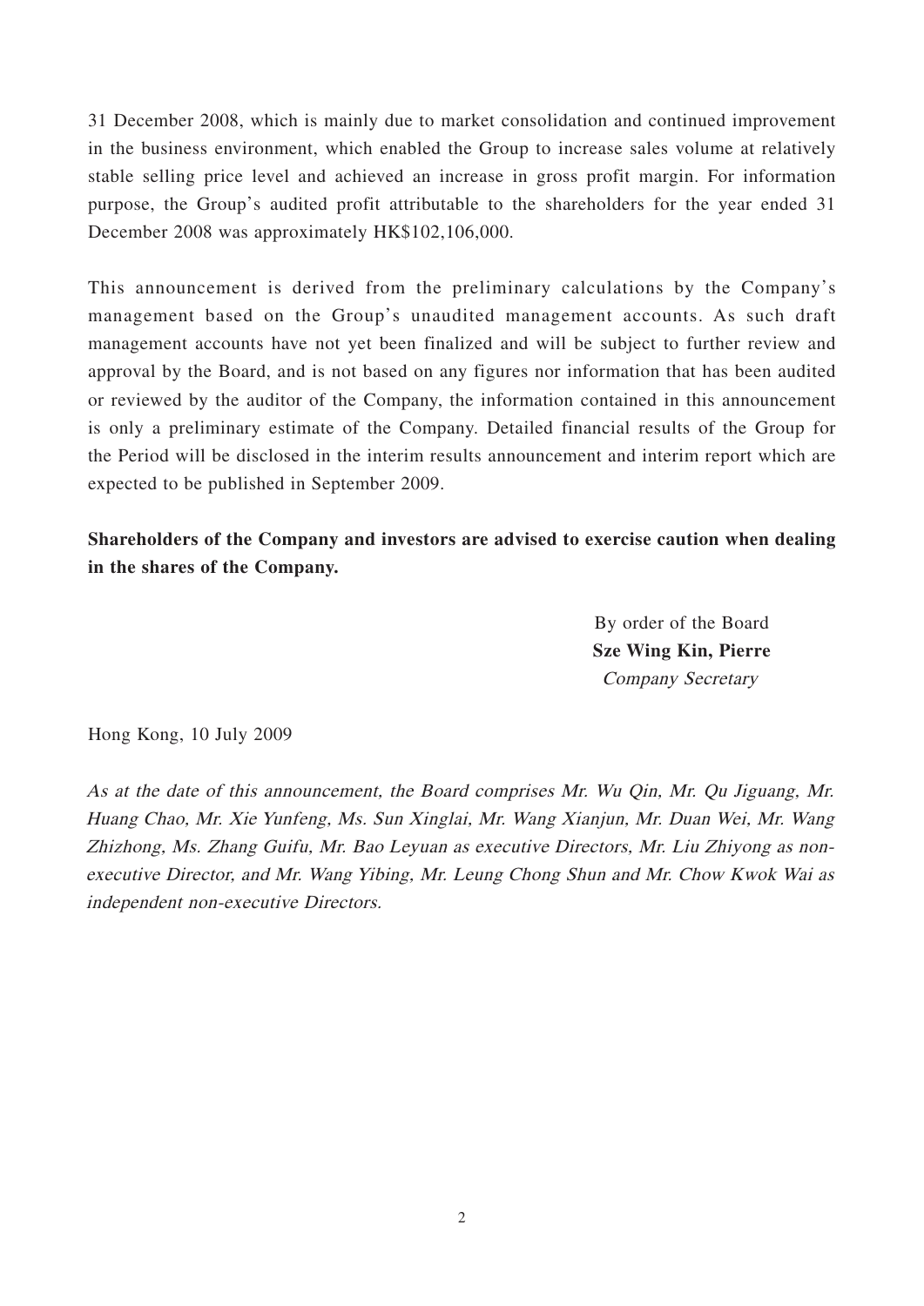31 December 2008, which is mainly due to market consolidation and continued improvement in the business environment, which enabled the Group to increase sales volume at relatively stable selling price level and achieved an increase in gross profit margin. For information purpose, the Group's audited profit attributable to the shareholders for the year ended 31 December 2008 was approximately HK$102,106,000.

This announcement is derived from the preliminary calculations by the Company's management based on the Group's unaudited management accounts. As such draft management accounts have not yet been finalized and will be subject to further review and approval by the Board, and is not based on any figures nor information that has been audited or reviewed by the auditor of the Company, the information contained in this announcement is only a preliminary estimate of the Company. Detailed financial results of the Group for the Period will be disclosed in the interim results announcement and interim report which are expected to be published in September 2009.

**Shareholders of the Company and investors are advised to exercise caution when dealing in the shares of the Company.**

By order of the Board
**Sze Wing Kin, Pierre**
*Company Secretary*

Hong Kong, 10 July 2009

*As at the date of this announcement, the Board comprises Mr. Wu Qin, Mr. Qu Jiguang, Mr. Huang Chao, Mr. Xie Yunfeng, Ms. Sun Xinglai, Mr. Wang Xianjun, Mr. Duan Wei, Mr. Wang Zhizhong, Ms. Zhang Guifu, Mr. Bao Leyuan as executive Directors, Mr. Liu Zhiyong as non-executive Director, and Mr. Wang Yibing, Mr. Leung Chong Shun and Mr. Chow Kwok Wai as independent non-executive Directors.*